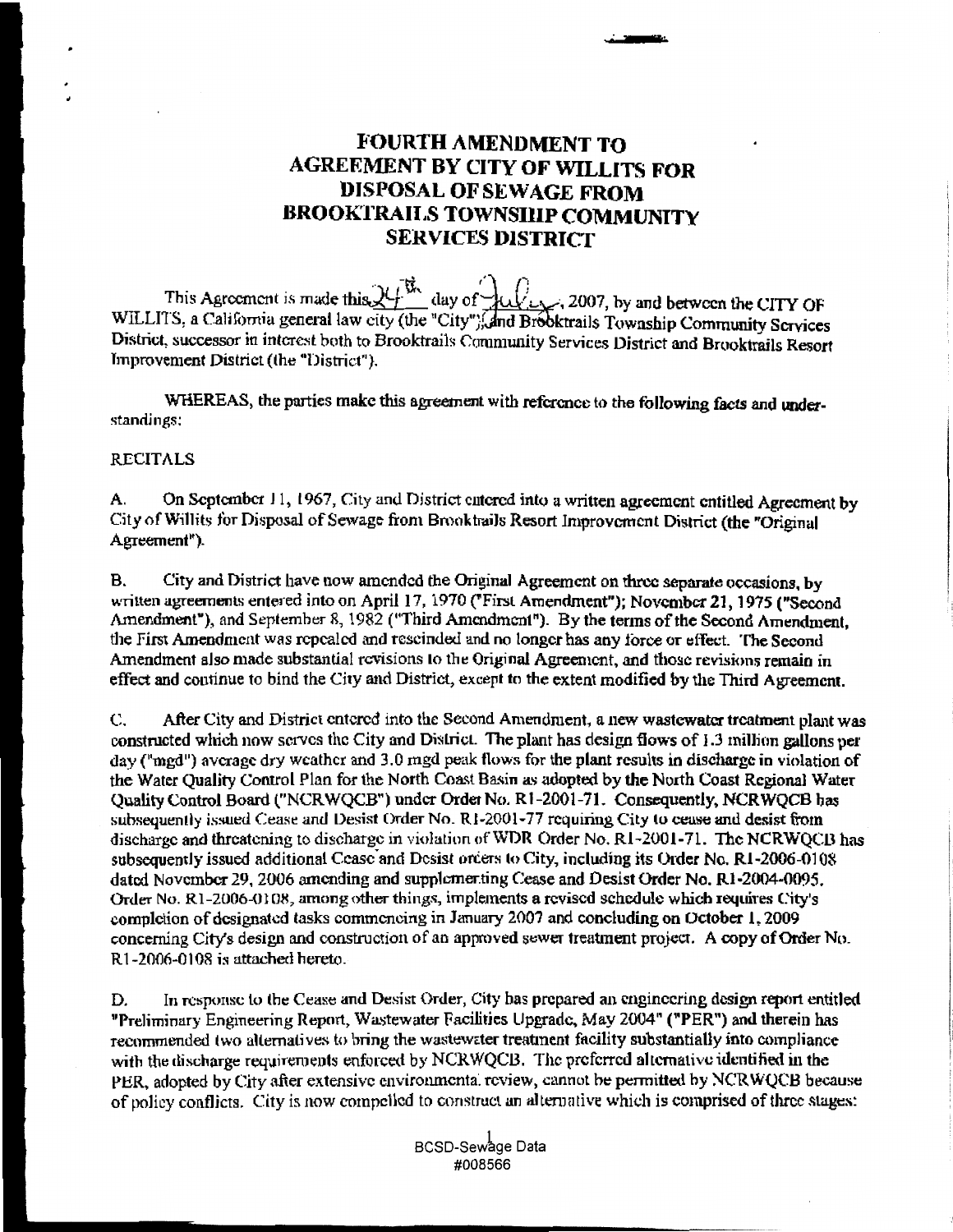# FOURTH AMENDMENT TO AGREEMENT BY CITY OF WILLITS FOR DISPOSAL OF SEWAGE FROM BROOKTRAILS TOWNSHIP COMMUNITY SERVICES DISTRICT

This Agreement is made this 24th day of July, 2007, by and between the CITY OF WILLITS, a California general law city (the "City"), and Brooktrails Township Community Services District, successor in interest both to Brooktrails Community Services District and Brooktrails Resort Improvement District (the "District").

WHEREAS, the parties make this agreement with reference to the following facts and understandings:

RECITALS

A. On September 11, 1967, City and District entered into a written agreement entitled Agreement by City of Willits for Disposal of Sewage from Brooktrails Resort Improvement District (the "Original Agreement").

B. City and District have now amended the Original Agreement on three separate occasions, by written agreements entered into on April 17, 1970 ("First Amendment"); November 21, 1975 ("Second Amendment"), and September 8, 1982 ("Third Amendment"). By the terms of the Second Amendment, the First Amendment was repealed and rescinded and no longer has any force or effect. The Second Amendment also made substantial revisions to the Original Agreement, and those revisions remain in effect and continue to bind the City and District, except to the extent modified by the Third Agreement.

C. After City and District entered into the Second Amendment, a new wastewater treatment plant was constructed which now serves the City and District. The plant has design flows of 1.3 million gallons per day ("mgd") average dry weather and 3.0 mgd peak flows for the plant results in discharge in violation of the Water Quality Control Plan for the North Coast Basin as adopted by the North Coast Regional Water Quality Control Board ("NCRWQCB") under Order No. R1-2001-71. Consequently, NCRWQCB has subsequently issued Cease and Desist Order No. R1-2001-77 requiring City to cease and desist from discharge and threatening to discharge in violation of WDR Order No. R1-2001-71. The NCRWQCB has subsequently issued additional Cease and Desist orders to City, including its Order No. R1-2006-0108 dated November 29, 2006 amending and supplementing Cease and Desist Order No. R1-2004-0095. Order No. R1-2006-0108, among other things, implements a revised schedule which requires City's completion of designated tasks commencing in January 2007 and concluding on October 1, 2009 concerning City's design and construction of an approved sewer treatment project. A copy of Order No. R1-2006-0108 is attached hereto.

D. In response to the Cease and Desist Order, City has prepared an engineering design report entitled "Preliminary Engineering Report, Wastewater Facilities Upgrade, May 2004" ("PER") and therein has recommended two alternatives to bring the wastewater treatment facility substantially into compliance with the discharge requirements enforced by NCRWQCB. The preferred alternative identified in the PER, adopted by City after extensive environmental review, cannot be permitted by NCRWQCB because of policy conflicts. City is now compelled to construct an alternative which is comprised of three stages:

BCSD-Sewage Data
#008566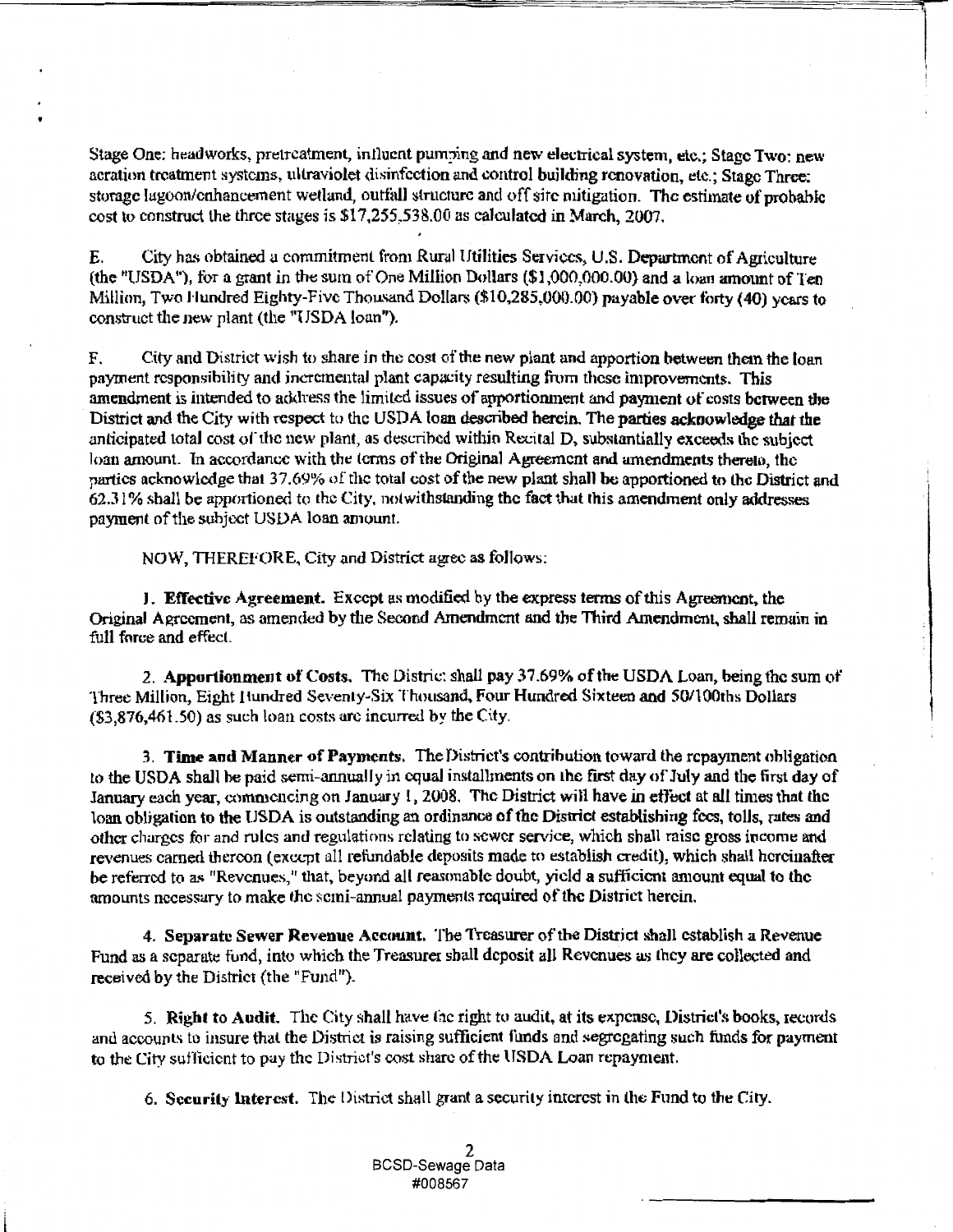Stage One: headworks, pretreatment, influent pumping and new electrical system, etc.; Stage Two: new aeration treatment systems, ultraviolet disinfection and control building renovation, etc.; Stage Three: storage lagoon/enhancement wetland, outfall structure and off site mitigation. The estimate of probable cost to construct the three stages is $17,255,538.00 as calculated in March, 2007.

E. City has obtained a commitment from Rural Utilities Services, U.S. Department of Agriculture (the "USDA"), for a grant in the sum of One Million Dollars ($1,000,000.00) and a loan amount of Ten Million, Two Hundred Eighty-Five Thousand Dollars ($10,285,000.00) payable over forty (40) years to construct the new plant (the "USDA loan").

F. City and District wish to share in the cost of the new plant and apportion between them the loan payment responsibility and incremental plant capacity resulting from these improvements. This amendment is intended to address the limited issues of apportionment and payment of costs between the District and the City with respect to the USDA loan described herein. The parties acknowledge that the anticipated total cost of the new plant, as described within Recital D, substantially exceeds the subject loan amount. In accordance with the terms of the Original Agreement and amendments thereto, the parties acknowledge that 37.69% of the total cost of the new plant shall be apportioned to the District and 62.31% shall be apportioned to the City, notwithstanding the fact that this amendment only addresses payment of the subject USDA loan amount.

NOW, THEREFORE, City and District agree as follows:

1. **Effective Agreement.** Except as modified by the express terms of this Agreement, the Original Agreement, as amended by the Second Amendment and the Third Amendment, shall remain in full force and effect.

2. **Apportionment of Costs.** The District shall pay 37.69% of the USDA Loan, being the sum of Three Million, Eight Hundred Seventy-Six Thousand, Four Hundred Sixteen and 50/100ths Dollars ($3,876,461.50) as such loan costs are incurred by the City.

3. **Time and Manner of Payments.** The District's contribution toward the repayment obligation to the USDA shall be paid semi-annually in equal installments on the first day of July and the first day of January each year, commencing on January 1, 2008. The District will have in effect at all times that the loan obligation to the USDA is outstanding an ordinance of the District establishing fees, tolls, rates and other charges for and rules and regulations relating to sewer service, which shall raise gross income and revenues earned thereon (except all refundable deposits made to establish credit), which shall hereinafter be referred to as "Revenues," that, beyond all reasonable doubt, yield a sufficient amount equal to the amounts necessary to make the semi-annual payments required of the District herein.

4. **Separate Sewer Revenue Account.** The Treasurer of the District shall establish a Revenue Fund as a separate fund, into which the Treasurer shall deposit all Revenues as they are collected and received by the District (the "Fund").

5. **Right to Audit.** The City shall have the right to audit, at its expense, District's books, records and accounts to insure that the District is raising sufficient funds and segregating such funds for payment to the City sufficient to pay the District's cost share of the USDA Loan repayment.

6. **Security Interest.** The District shall grant a security interest in the Fund to the City.

BCSD-Sewage Data
#008567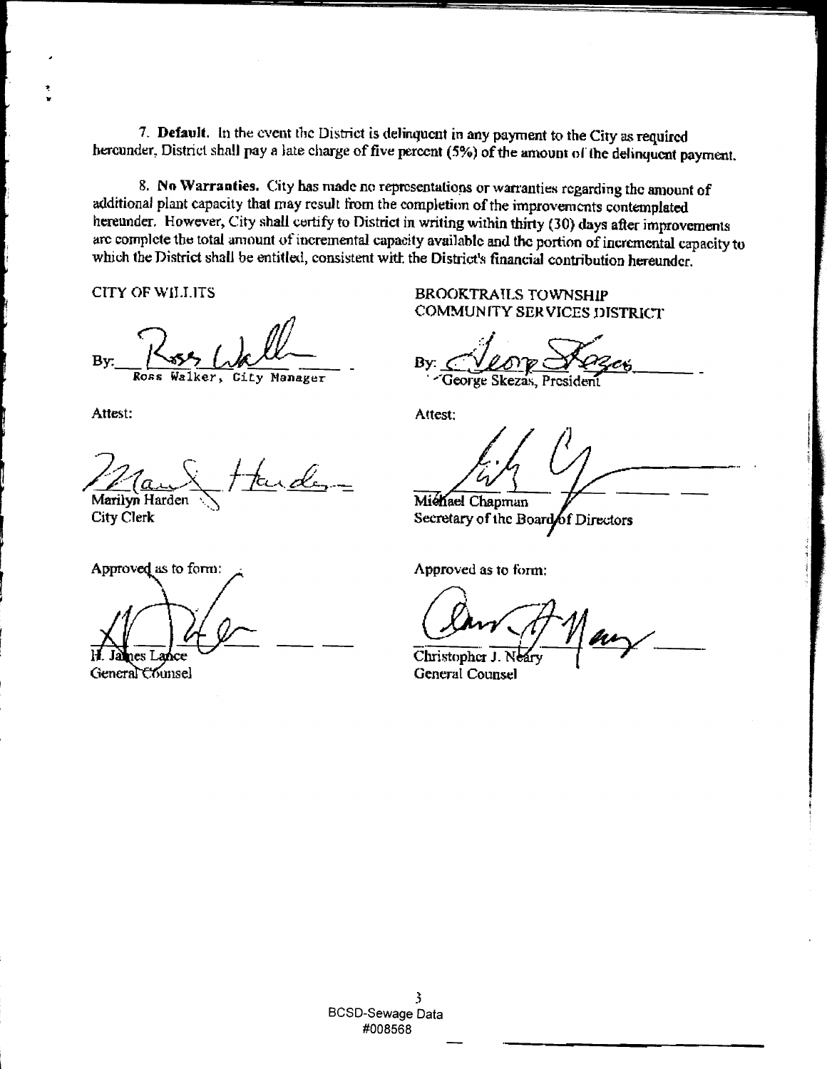7. **Default.** In the event the District is delinquent in any payment to the City as required hereunder, District shall pay a late charge of five percent (5%) of the amount of the delinquent payment.

8. **No Warranties.** City has made no representations or warranties regarding the amount of additional plant capacity that may result from the completion of the improvements contemplated hereunder. However, City shall certify to District in writing within thirty (30) days after improvements are complete the total amount of incremental capacity available and the portion of incremental capacity to which the District shall be entitled, consistent with the District's financial contribution hereunder.

CITY OF WILLITS

By: ______________________
Ross Walker, City Manager

Attest:

______________________
Marilyn Harden
City Clerk

Approved as to form:

______________________
H. James Lance
General Counsel

BROOKTRAILS TOWNSHIP COMMUNITY SERVICES DISTRICT

By: ______________________
George Skezas, President

Attest:

______________________
Michael Chapman
Secretary of the Board of Directors

Approved as to form:

______________________
Christopher J. Neary
General Counsel

BCSD-Sewage Data
#008568